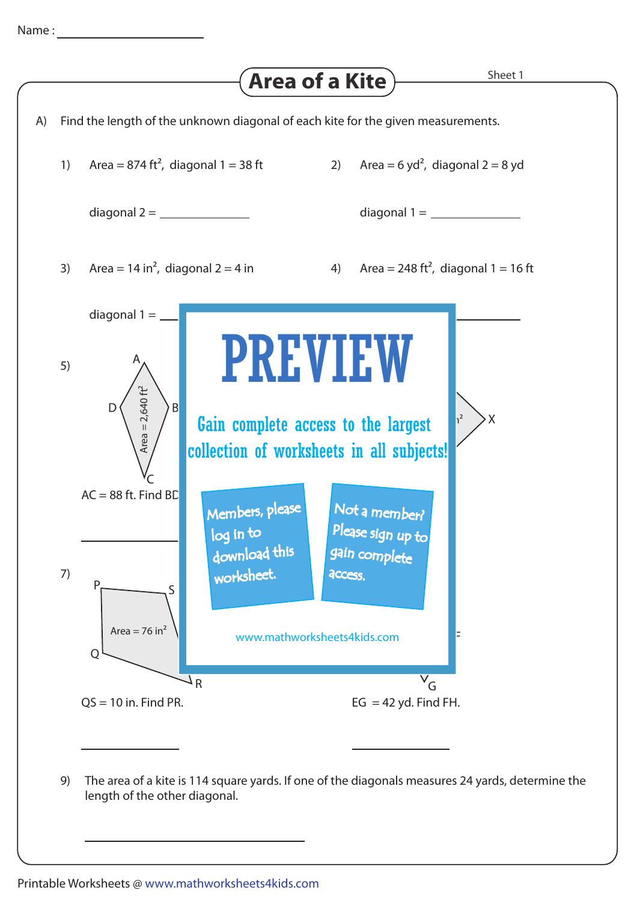Name : ____________________

# Area of a Kite

Sheet 1

A) Find the length of the unknown diagonal of each kite for the given measurements.

1) Area = 874 $ft^2$, diagonal 1 = 38 ft

diagonal 2 = ____________

2) Area = 6 $yd^2$, diagonal 2 = 8 yd

diagonal 1 = ____________

3) Area = 14 $in^2$, diagonal 2 = 4 in

diagonal 1 = ____________

4) Area = 248 $ft^2$, diagonal 1 = 16 ft

____________

5) A, B, C, D; Area = 2,640 $ft^2$

AC = 88 ft. Find BD

____________

X

7) P, S, R, Q; Area = 76 $in^2$

QS = 10 in. Find PR.

____________

G

EG = 42 yd. Find FH.

____________

PREVIEW

Gain complete access to the largest collection of worksheets in all subjects!

Members, please log in to download this worksheet.

Not a member? Please sign up to gain complete access.

www.mathworksheets4kids.com

9) The area of a kite is 114 square yards. If one of the diagonals measures 24 yards, determine the length of the other diagonal.

____________

Printable Worksheets @ www.mathworksheets4kids.com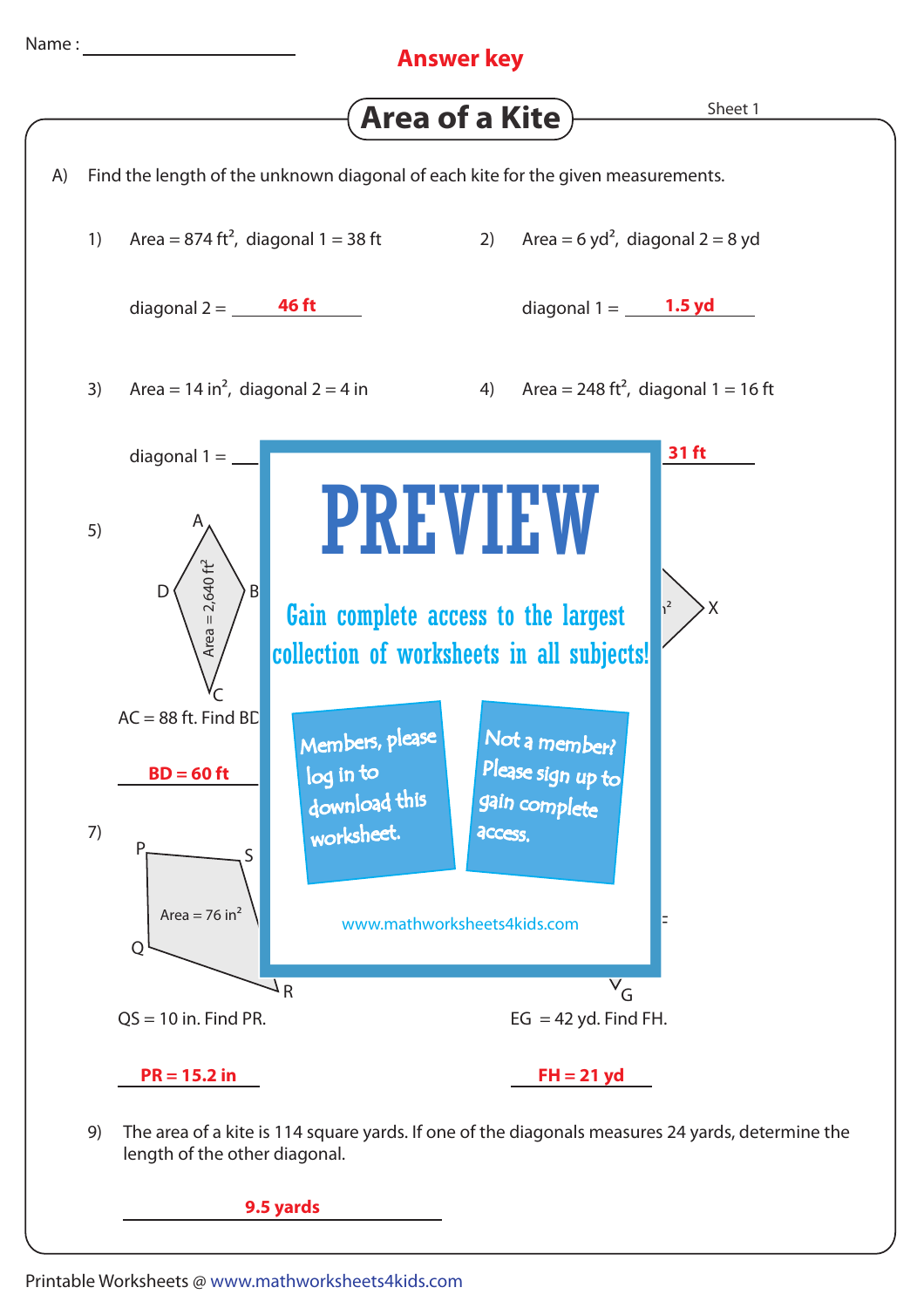Name : ____________________

**Answer key**

# Area of a Kite

Sheet 1

A) Find the length of the unknown diagonal of each kite for the given measurements.

1) Area = 874 ft$^2$, diagonal 1 = 38 ft

diagonal 2 = **46 ft**

2) Area = 6 yd$^2$, diagonal 2 = 8 yd

diagonal 1 = **1.5 yd**

3) Area = 14 in$^2$, diagonal 2 = 4 in

diagonal 1 = ____

4) Area = 248 ft$^2$, diagonal 1 = 16 ft

**31 ft**

5)

A
D B
Area = 2,640 ft$^2$
C

AC = 88 ft. Find BD

**BD = 60 ft**

X

7)

P S
Area = 76 in$^2$
Q
R

QS = 10 in. Find PR.

**PR = 15.2 in**

G

EG = 42 yd. Find FH.

**FH = 21 yd**

9) The area of a kite is 114 square yards. If one of the diagonals measures 24 yards, determine the length of the other diagonal.

**9.5 yards**

PREVIEW

Gain complete access to the largest collection of worksheets in all subjects!

Members, please log in to download this worksheet.

Not a member? Please sign up to gain complete access.

www.mathworksheets4kids.com

Printable Worksheets @ www.mathworksheets4kids.com